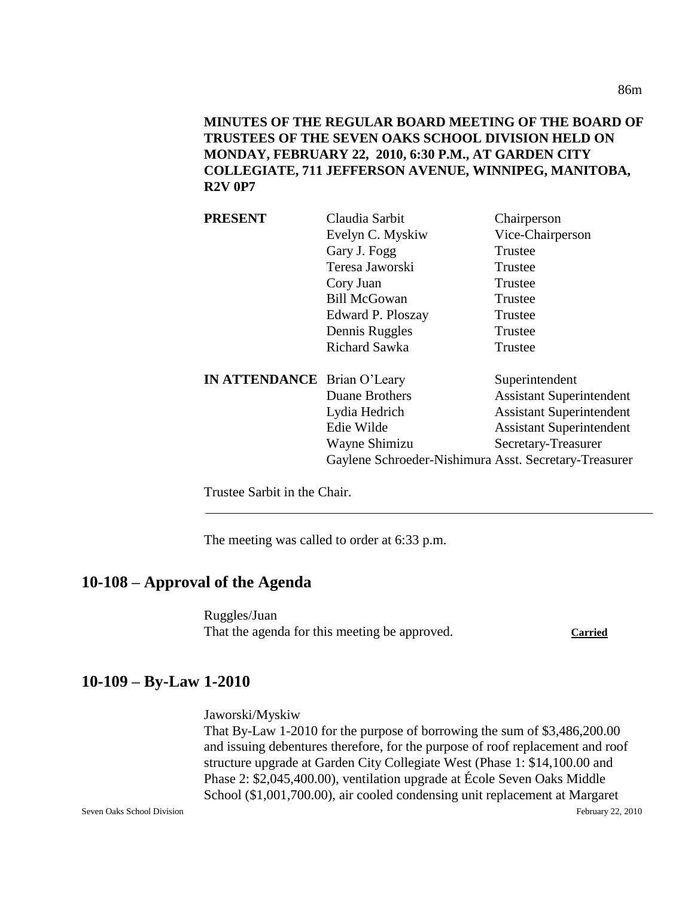**MINUTES OF THE REGULAR BOARD MEETING OF THE BOARD OF TRUSTEES OF THE SEVEN OAKS SCHOOL DIVISION HELD ON MONDAY, FEBRUARY 22, 2010, 6:30 P.M., AT GARDEN CITY COLLEGIATE, 711 JEFFERSON AVENUE, WINNIPEG, MANITOBA, R2V 0P7**

| | | |
|---|---|---|
| **PRESENT** | Claudia Sarbit | Chairperson |
| | Evelyn C. Myskiw | Vice-Chairperson |
| | Gary J. Fogg | Trustee |
| | Teresa Jaworski | Trustee |
| | Cory Juan | Trustee |
| | Bill McGowan | Trustee |
| | Edward P. Ploszay | Trustee |
| | Dennis Ruggles | Trustee |
| | Richard Sawka | Trustee |
| **IN ATTENDANCE** | Brian O'Leary | Superintendent |
| | Duane Brothers | Assistant Superintendent |
| | Lydia Hedrich | Assistant Superintendent |
| | Edie Wilde | Assistant Superintendent |
| | Wayne Shimizu | Secretary-Treasurer |
| | Gaylene Schroeder-Nishimura | Asst. Secretary-Treasurer |

Trustee Sarbit in the Chair.

---

The meeting was called to order at 6:33 p.m.

## 10-108 – Approval of the Agenda

Ruggles/Juan
That the agenda for this meeting be approved. **Carried**

## 10-109 – By-Law 1-2010

Jaworski/Myskiw
That By-Law 1-2010 for the purpose of borrowing the sum of $3,486,200.00 and issuing debentures therefore, for the purpose of roof replacement and roof structure upgrade at Garden City Collegiate West (Phase 1: $14,100.00 and Phase 2: $2,045,400.00), ventilation upgrade at École Seven Oaks Middle School ($1,001,700.00), air cooled condensing unit replacement at Margaret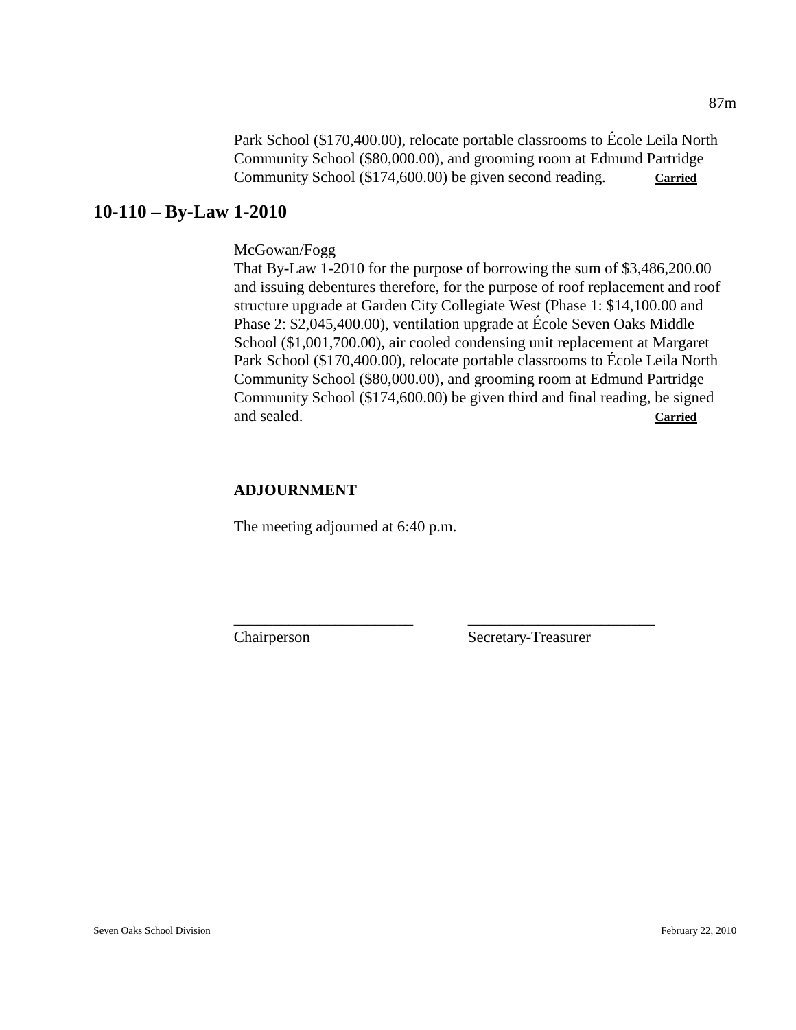Park School ($170,400.00), relocate portable classrooms to École Leila North Community School ($80,000.00), and grooming room at Edmund Partridge Community School ($174,600.00) be given second reading. **Carried**

## 10-110 – By-Law 1-2010

McGowan/Fogg
That By-Law 1-2010 for the purpose of borrowing the sum of $3,486,200.00 and issuing debentures therefore, for the purpose of roof replacement and roof structure upgrade at Garden City Collegiate West (Phase 1: $14,100.00 and Phase 2: $2,045,400.00), ventilation upgrade at École Seven Oaks Middle School ($1,001,700.00), air cooled condensing unit replacement at Margaret Park School ($170,400.00), relocate portable classrooms to École Leila North Community School ($80,000.00), and grooming room at Edmund Partridge Community School ($174,600.00) be given third and final reading, be signed and sealed. **Carried**

**ADJOURNMENT**

The meeting adjourned at 6:40 p.m.

\_\_\_\_\_\_\_\_\_\_\_\_\_\_\_\_\_\_\_\_\_\_\_ \_\_\_\_\_\_\_\_\_\_\_\_\_\_\_\_\_\_\_\_\_\_\_\_

Chairperson Secretary-Treasurer